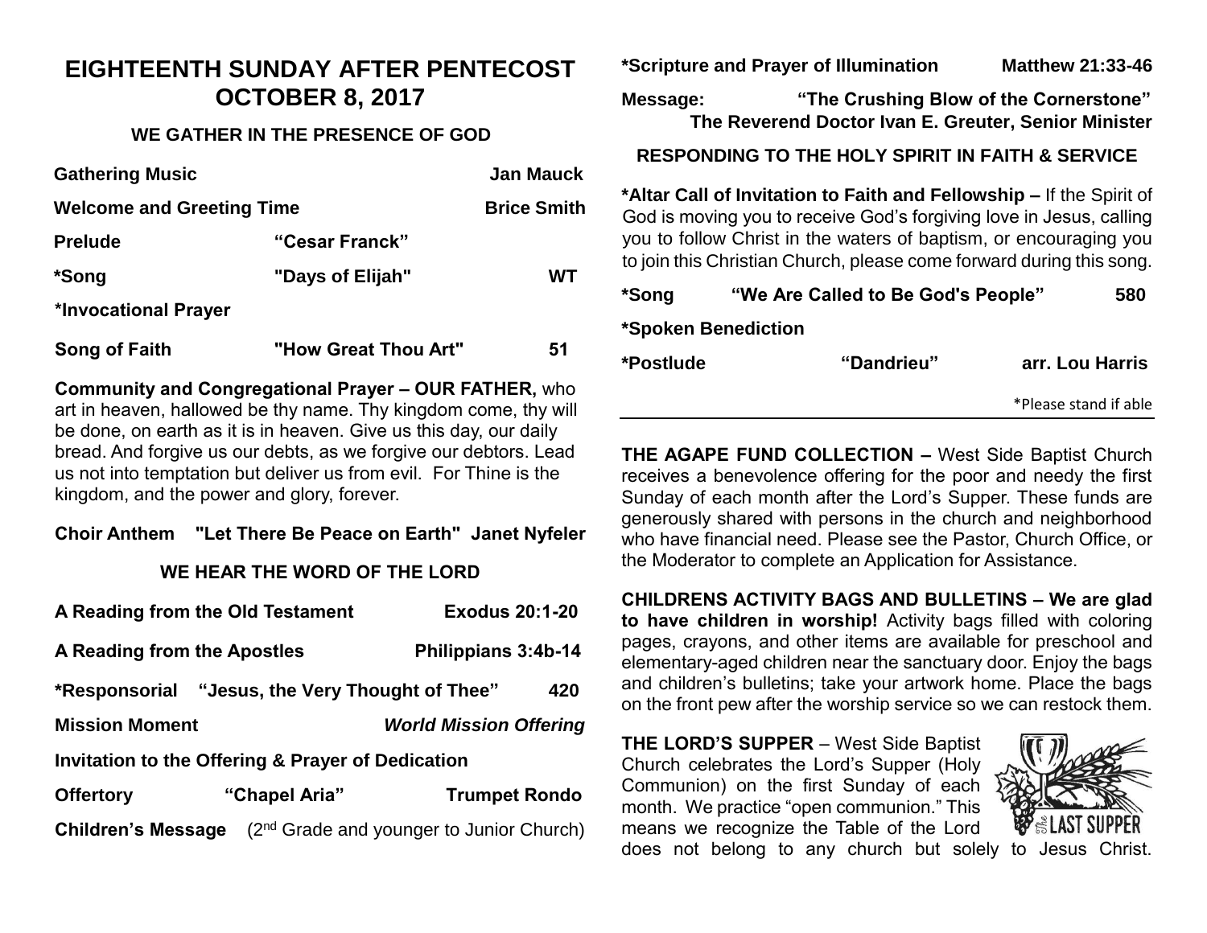# EIGHTEENTH SUNDAY AFTER PENTECOST
# OCTOBER 8, 2017

## WE GATHER IN THE PRESENCE OF GOD

**Gathering Music** — **Jan Mauck**

**Welcome and Greeting Time** — **Brice Smith**

**Prelude** — **"Cesar Franck"**

***Song** — **"Days of Elijah"** — **WT**

***Invocational Prayer**

**Song of Faith** — **"How Great Thou Art"** — **51**

**Community and Congregational Prayer – OUR FATHER,** who art in heaven, hallowed be thy name. Thy kingdom come, thy will be done, on earth as it is in heaven. Give us this day, our daily bread. And forgive us our debts, as we forgive our debtors. Lead us not into temptation but deliver us from evil. For Thine is the kingdom, and the power and glory, forever.

**Choir Anthem** — **"Let There Be Peace on Earth"** — **Janet Nyfeler**

## WE HEAR THE WORD OF THE LORD

**A Reading from the Old Testament** — **Exodus 20:1-20**

**A Reading from the Apostles** — **Philippians 3:4b-14**

***Responsorial** — **"Jesus, the Very Thought of Thee"** — **420**

**Mission Moment** — ***World Mission Offering***

**Invitation to the Offering & Prayer of Dedication**

**Offertory** — **"Chapel Aria"** — **Trumpet Rondo**

**Children's Message** (2nd Grade and younger to Junior Church)

***Scripture and Prayer of Illumination** — **Matthew 21:33-46**

**Message:** — **"The Crushing Blow of the Cornerstone"**
**The Reverend Doctor Ivan E. Greuter, Senior Minister**

## RESPONDING TO THE HOLY SPIRIT IN FAITH & SERVICE

***Altar Call of Invitation to Faith and Fellowship –** If the Spirit of God is moving you to receive God's forgiving love in Jesus, calling you to follow Christ in the waters of baptism, or encouraging you to join this Christian Church, please come forward during this song.

***Song** — **"We Are Called to Be God's People"** — **580**

***Spoken Benediction**

***Postlude** — **"Dandrieu"** — **arr. Lou Harris**

*Please stand if able

---

**THE AGAPE FUND COLLECTION –** West Side Baptist Church receives a benevolence offering for the poor and needy the first Sunday of each month after the Lord's Supper. These funds are generously shared with persons in the church and neighborhood who have financial need. Please see the Pastor, Church Office, or the Moderator to complete an Application for Assistance.

**CHILDRENS ACTIVITY BAGS AND BULLETINS – We are glad to have children in worship!** Activity bags filled with coloring pages, crayons, and other items are available for preschool and elementary-aged children near the sanctuary door. Enjoy the bags and children's bulletins; take your artwork home. Place the bags on the front pew after the worship service so we can restock them.

**THE LORD'S SUPPER** – West Side Baptist Church celebrates the Lord's Supper (Holy Communion) on the first Sunday of each month. We practice "open communion." This means we recognize the Table of the Lord does not belong to any church but solely to Jesus Christ.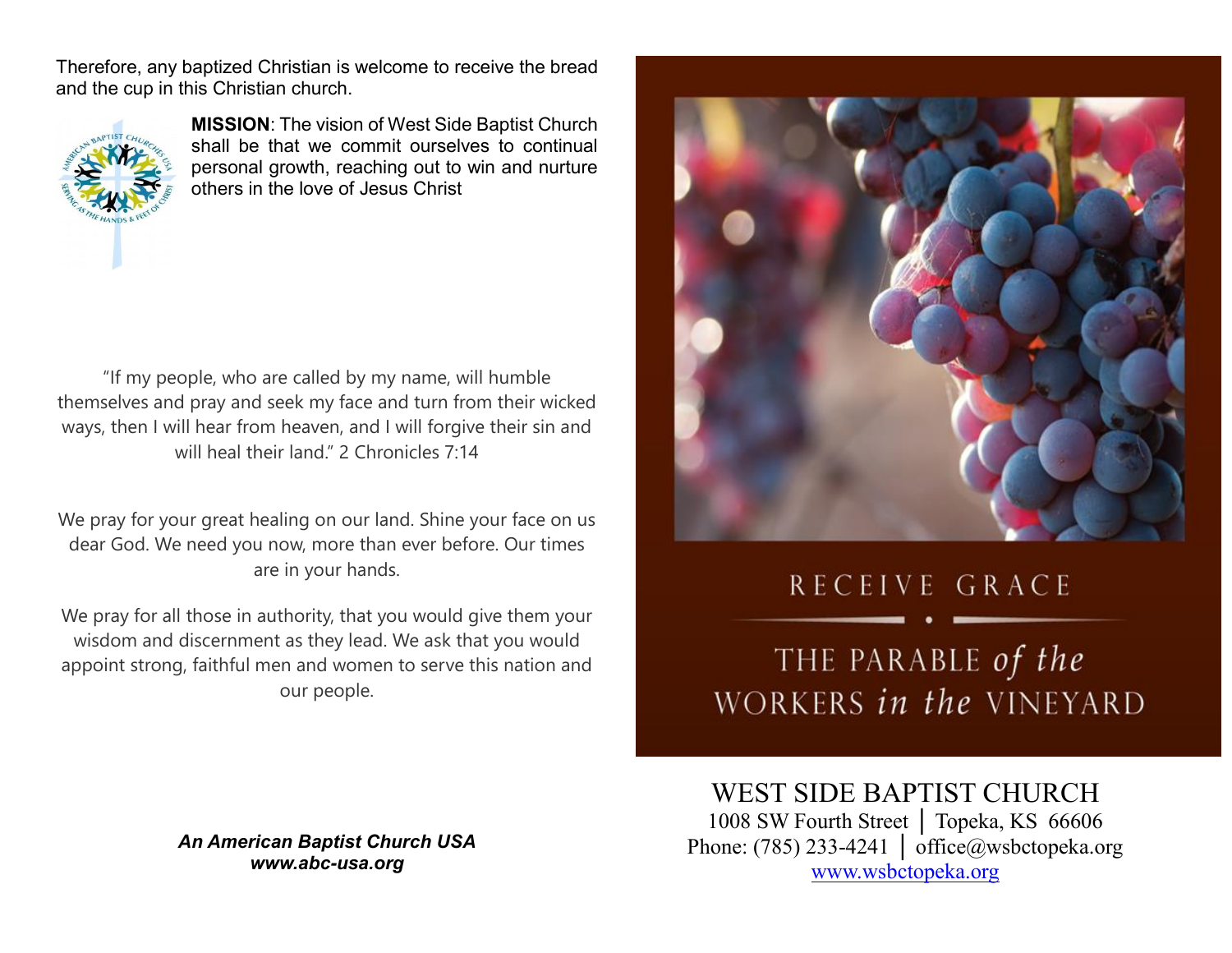Therefore, any baptized Christian is welcome to receive the bread and the cup in this Christian church.

**MISSION**: The vision of West Side Baptist Church shall be that we commit ourselves to continual personal growth, reaching out to win and nurture others in the love of Jesus Christ

"If my people, who are called by my name, will humble themselves and pray and seek my face and turn from their wicked ways, then I will hear from heaven, and I will forgive their sin and will heal their land." 2 Chronicles 7:14

We pray for your great healing on our land. Shine your face on us dear God. We need you now, more than ever before. Our times are in your hands.

We pray for all those in authority, that you would give them your wisdom and discernment as they lead. We ask that you would appoint strong, faithful men and women to serve this nation and our people.

***An American Baptist Church USA***
***www.abc-usa.org***

RECEIVE GRACE

THE PARABLE *of the* WORKERS *in the* VINEYARD

WEST SIDE BAPTIST CHURCH
1008 SW Fourth Street | Topeka, KS 66606
Phone: (785) 233-4241 | office@wsbctopeka.org
www.wsbctopeka.org